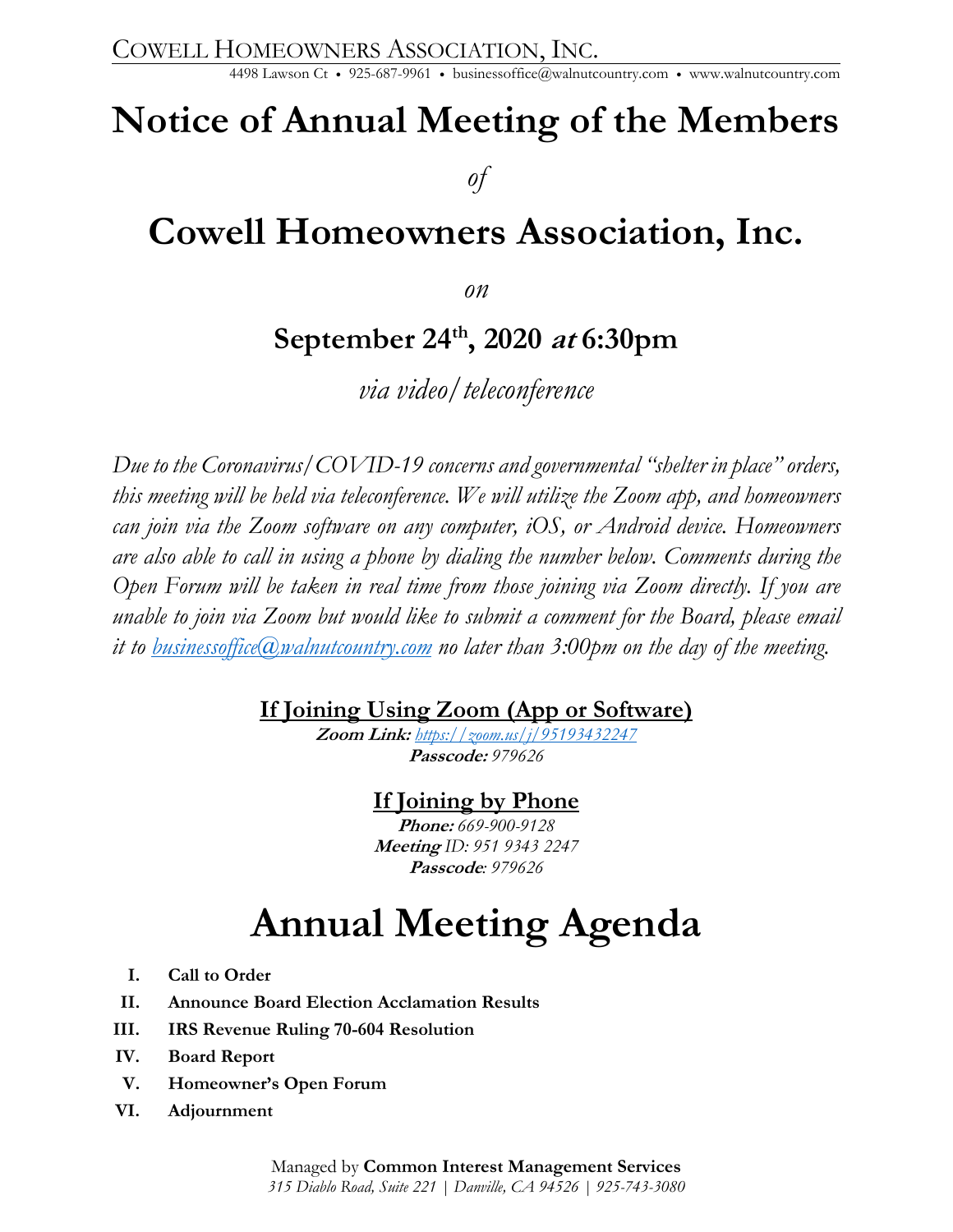COWELL HOMEOWNERS ASSOCIATION, INC.

4498 Lawson Ct • 925-687-9961 • businessoffice@walnutcountry.com • www.walnutcountry.com

# Notice of Annual Meeting of the Members

*of*

# Cowell Homeowners Association, Inc.

*on*

## September 24th, 2020 *at* 6:30pm

*via video/teleconference*

*Due to the Coronavirus/COVID-19 concerns and governmental "shelter in place" orders, this meeting will be held via teleconference. We will utilize the Zoom app, and homeowners can join via the Zoom software on any computer, iOS, or Android device. Homeowners are also able to call in using a phone by dialing the number below. Comments during the Open Forum will be taken in real time from those joining via Zoom directly. If you are unable to join via Zoom but would like to submit a comment for the Board, please email it to businessoffice@walnutcountry.com no later than 3:00pm on the day of the meeting.*

### If Joining Using Zoom (App or Software)

**Zoom Link:** *https://zoom.us/j/95193432247*
**Passcode:** *979626*

### If Joining by Phone

**Phone:** *669-900-9128*
**Meeting** *ID: 951 9343 2247*
**Passcode**: *979626*

# Annual Meeting Agenda

- **I. Call to Order**
- **II. Announce Board Election Acclamation Results**
- **III. IRS Revenue Ruling 70-604 Resolution**
- **IV. Board Report**
- **V. Homeowner's Open Forum**
- **VI. Adjournment**

Managed by **Common Interest Management Services**
*315 Diablo Road, Suite 221 | Danville, CA 94526 | 925-743-3080*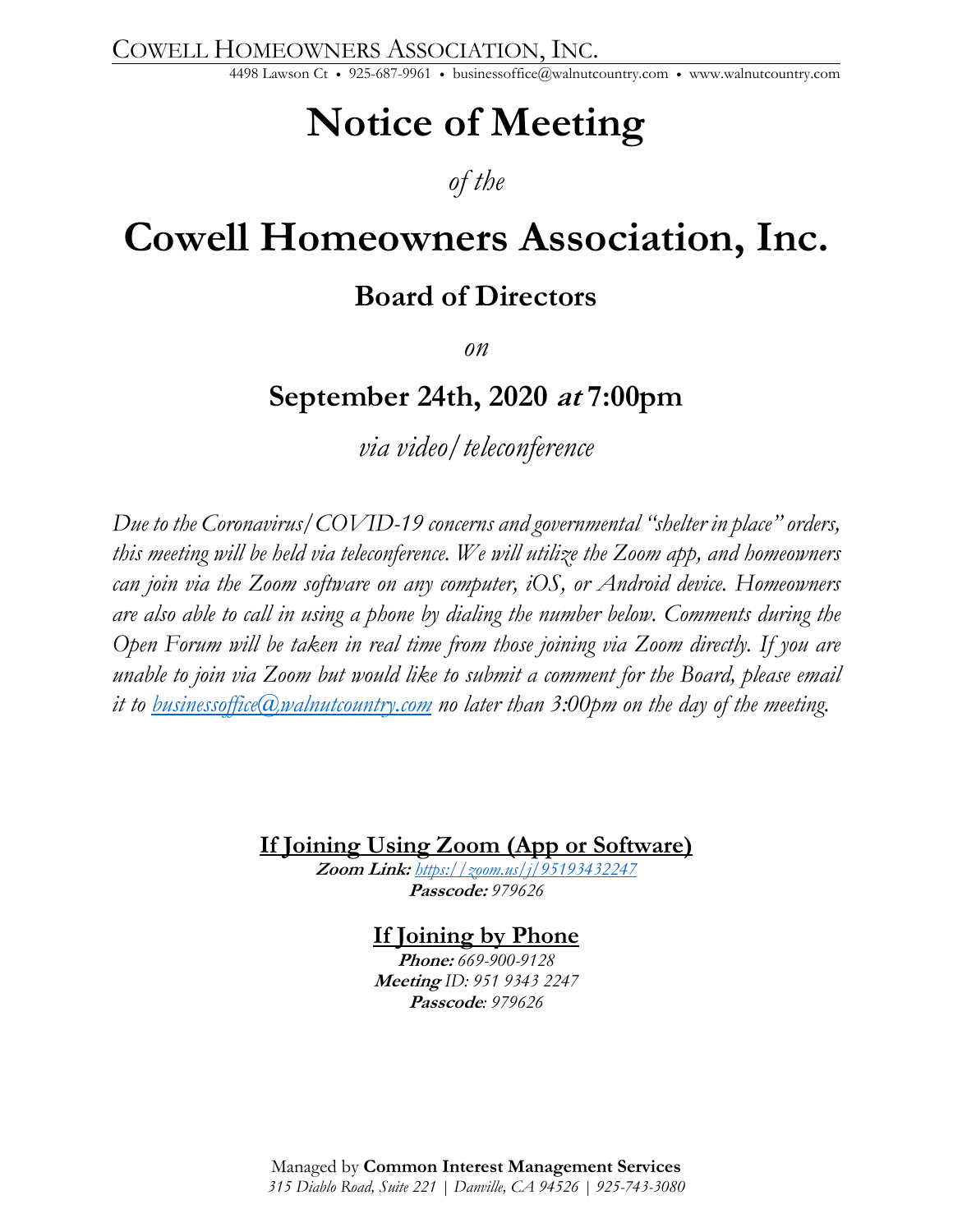COWELL HOMEOWNERS ASSOCIATION, INC.

4498 Lawson Ct • 925-687-9961 • businessoffice@walnutcountry.com • www.walnutcountry.com

# Notice of Meeting

*of the*

# Cowell Homeowners Association, Inc.

## Board of Directors

*on*

## September 24th, 2020 *at* 7:00pm

*via video/teleconference*

*Due to the Coronavirus/COVID-19 concerns and governmental "shelter in place" orders, this meeting will be held via teleconference. We will utilize the Zoom app, and homeowners can join via the Zoom software on any computer, iOS, or Android device. Homeowners are also able to call in using a phone by dialing the number below. Comments during the Open Forum will be taken in real time from those joining via Zoom directly. If you are unable to join via Zoom but would like to submit a comment for the Board, please email it to businessoffice@walnutcountry.com no later than 3:00pm on the day of the meeting.*

**If Joining Using Zoom (App or Software)**

**Zoom Link:** *https://zoom.us/j/95193432247*

**Passcode:** *979626*

**If Joining by Phone**

**Phone:** *669-900-9128*

**Meeting** *ID: 951 9343 2247*

**Passcode***: 979626*

Managed by **Common Interest Management Services**

*315 Diablo Road, Suite 221 | Danville, CA 94526 | 925-743-3080*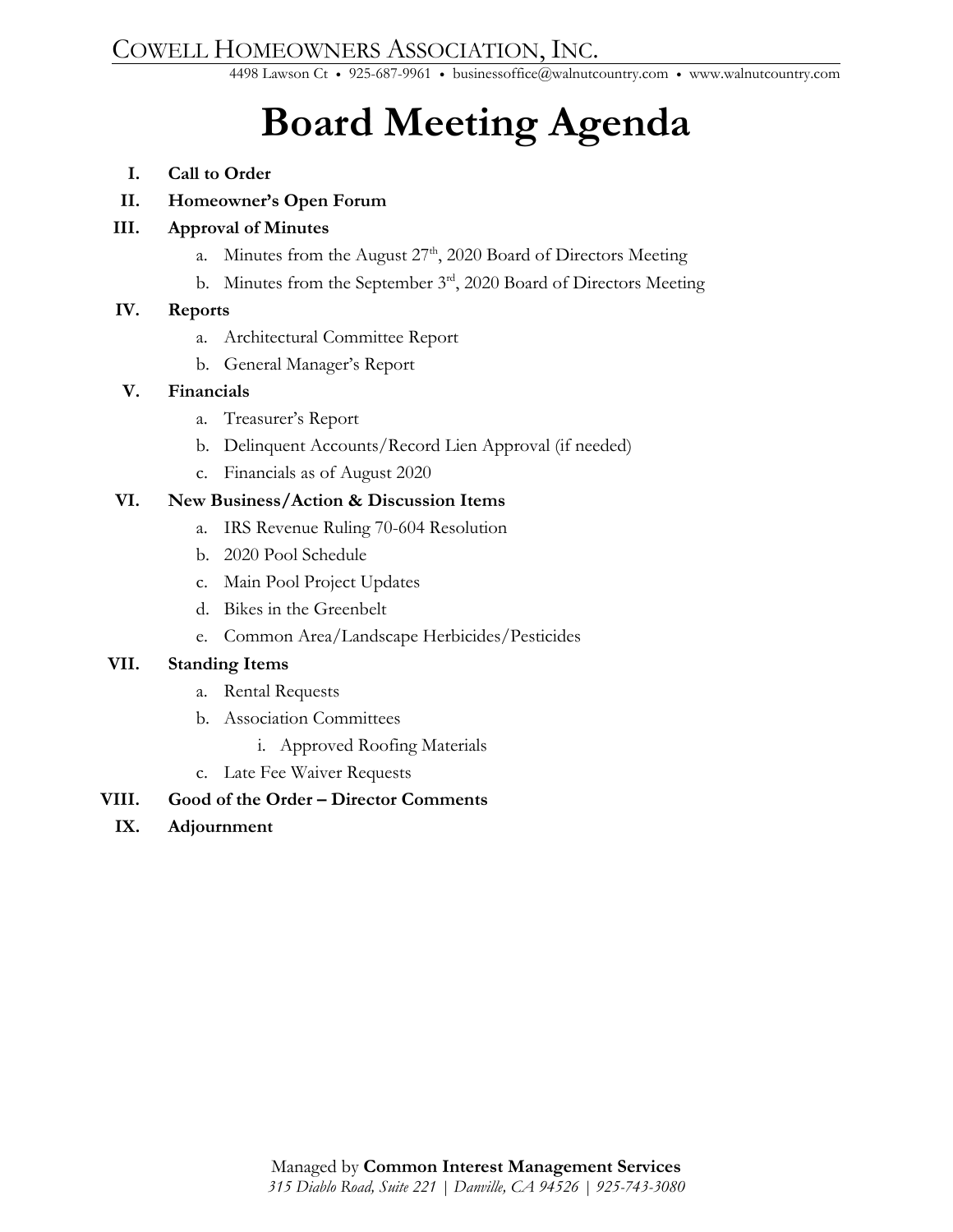COWELL HOMEOWNERS ASSOCIATION, INC.

4498 Lawson Ct • 925-687-9961 • businessoffice@walnutcountry.com • www.walnutcountry.com

# Board Meeting Agenda

I. **Call to Order**

II. **Homeowner's Open Forum**

III. **Approval of Minutes**

   a. Minutes from the August 27th, 2020 Board of Directors Meeting

   b. Minutes from the September 3rd, 2020 Board of Directors Meeting

IV. **Reports**

   a. Architectural Committee Report

   b. General Manager's Report

V. **Financials**

   a. Treasurer's Report

   b. Delinquent Accounts/Record Lien Approval (if needed)

   c. Financials as of August 2020

VI. **New Business/Action & Discussion Items**

   a. IRS Revenue Ruling 70-604 Resolution

   b. 2020 Pool Schedule

   c. Main Pool Project Updates

   d. Bikes in the Greenbelt

   e. Common Area/Landscape Herbicides/Pesticides

VII. **Standing Items**

   a. Rental Requests

   b. Association Committees

      i. Approved Roofing Materials

   c. Late Fee Waiver Requests

VIII. **Good of the Order – Director Comments**

IX. **Adjournment**

Managed by **Common Interest Management Services**

*315 Diablo Road, Suite 221 | Danville, CA 94526 | 925-743-3080*